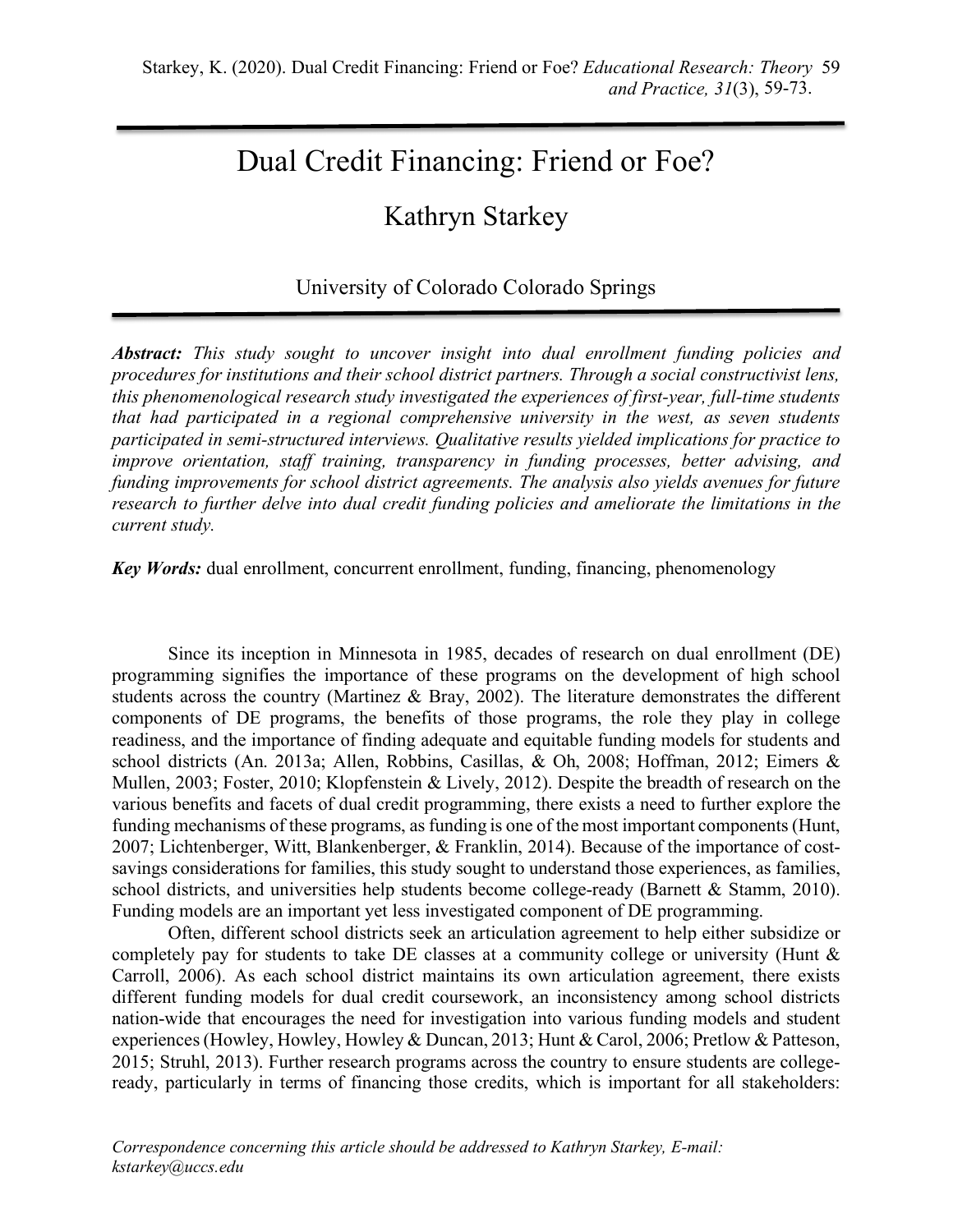# Dual Credit Financing: Friend or Foe?

## Kathryn Starkey

University of Colorado Colorado Springs

***Abstract:*** *This study sought to uncover insight into dual enrollment funding policies and procedures for institutions and their school district partners. Through a social constructivist lens, this phenomenological research study investigated the experiences of first-year, full-time students that had participated in a regional comprehensive university in the west, as seven students participated in semi-structured interviews. Qualitative results yielded implications for practice to improve orientation, staff training, transparency in funding processes, better advising, and funding improvements for school district agreements. The analysis also yields avenues for future research to further delve into dual credit funding policies and ameliorate the limitations in the current study.*

***Key Words:*** dual enrollment, concurrent enrollment, funding, financing, phenomenology

Since its inception in Minnesota in 1985, decades of research on dual enrollment (DE) programming signifies the importance of these programs on the development of high school students across the country (Martinez & Bray, 2002). The literature demonstrates the different components of DE programs, the benefits of those programs, the role they play in college readiness, and the importance of finding adequate and equitable funding models for students and school districts (An. 2013a; Allen, Robbins, Casillas, & Oh, 2008; Hoffman, 2012; Eimers & Mullen, 2003; Foster, 2010; Klopfenstein & Lively, 2012). Despite the breadth of research on the various benefits and facets of dual credit programming, there exists a need to further explore the funding mechanisms of these programs, as funding is one of the most important components (Hunt, 2007; Lichtenberger, Witt, Blankenberger, & Franklin, 2014). Because of the importance of cost-savings considerations for families, this study sought to understand those experiences, as families, school districts, and universities help students become college-ready (Barnett & Stamm, 2010). Funding models are an important yet less investigated component of DE programming.

Often, different school districts seek an articulation agreement to help either subsidize or completely pay for students to take DE classes at a community college or university (Hunt & Carroll, 2006). As each school district maintains its own articulation agreement, there exists different funding models for dual credit coursework, an inconsistency among school districts nation-wide that encourages the need for investigation into various funding models and student experiences (Howley, Howley, Howley & Duncan, 2013; Hunt & Carol, 2006; Pretlow & Patteson, 2015; Struhl, 2013). Further research programs across the country to ensure students are college-ready, particularly in terms of financing those credits, which is important for all stakeholders:

*Correspondence concerning this article should be addressed to Kathryn Starkey, E-mail: kstarkey@uccs.edu*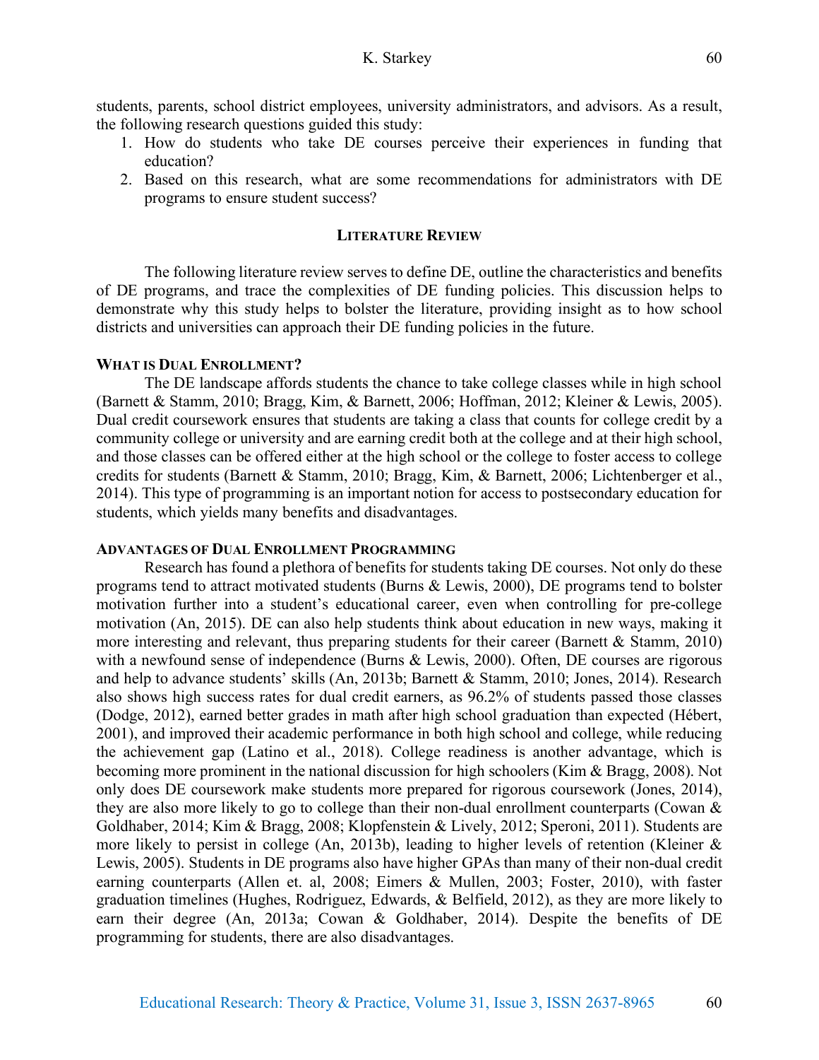students, parents, school district employees, university administrators, and advisors. As a result, the following research questions guided this study:

1. How do students who take DE courses perceive their experiences in funding that education?
2. Based on this research, what are some recommendations for administrators with DE programs to ensure student success?

## LITERATURE REVIEW

The following literature review serves to define DE, outline the characteristics and benefits of DE programs, and trace the complexities of DE funding policies. This discussion helps to demonstrate why this study helps to bolster the literature, providing insight as to how school districts and universities can approach their DE funding policies in the future.

### WHAT IS DUAL ENROLLMENT?

The DE landscape affords students the chance to take college classes while in high school (Barnett & Stamm, 2010; Bragg, Kim, & Barnett, 2006; Hoffman, 2012; Kleiner & Lewis, 2005). Dual credit coursework ensures that students are taking a class that counts for college credit by a community college or university and are earning credit both at the college and at their high school, and those classes can be offered either at the high school or the college to foster access to college credits for students (Barnett & Stamm, 2010; Bragg, Kim, & Barnett, 2006; Lichtenberger et al., 2014). This type of programming is an important notion for access to postsecondary education for students, which yields many benefits and disadvantages.

### ADVANTAGES OF DUAL ENROLLMENT PROGRAMMING

Research has found a plethora of benefits for students taking DE courses. Not only do these programs tend to attract motivated students (Burns & Lewis, 2000), DE programs tend to bolster motivation further into a student's educational career, even when controlling for pre-college motivation (An, 2015). DE can also help students think about education in new ways, making it more interesting and relevant, thus preparing students for their career (Barnett & Stamm, 2010) with a newfound sense of independence (Burns & Lewis, 2000). Often, DE courses are rigorous and help to advance students' skills (An, 2013b; Barnett & Stamm, 2010; Jones, 2014). Research also shows high success rates for dual credit earners, as 96.2% of students passed those classes (Dodge, 2012), earned better grades in math after high school graduation than expected (Hébert, 2001), and improved their academic performance in both high school and college, while reducing the achievement gap (Latino et al., 2018). College readiness is another advantage, which is becoming more prominent in the national discussion for high schoolers (Kim & Bragg, 2008). Not only does DE coursework make students more prepared for rigorous coursework (Jones, 2014), they are also more likely to go to college than their non-dual enrollment counterparts (Cowan & Goldhaber, 2014; Kim & Bragg, 2008; Klopfenstein & Lively, 2012; Speroni, 2011). Students are more likely to persist in college (An, 2013b), leading to higher levels of retention (Kleiner & Lewis, 2005). Students in DE programs also have higher GPAs than many of their non-dual credit earning counterparts (Allen et. al, 2008; Eimers & Mullen, 2003; Foster, 2010), with faster graduation timelines (Hughes, Rodriguez, Edwards, & Belfield, 2012), as they are more likely to earn their degree (An, 2013a; Cowan & Goldhaber, 2014). Despite the benefits of DE programming for students, there are also disadvantages.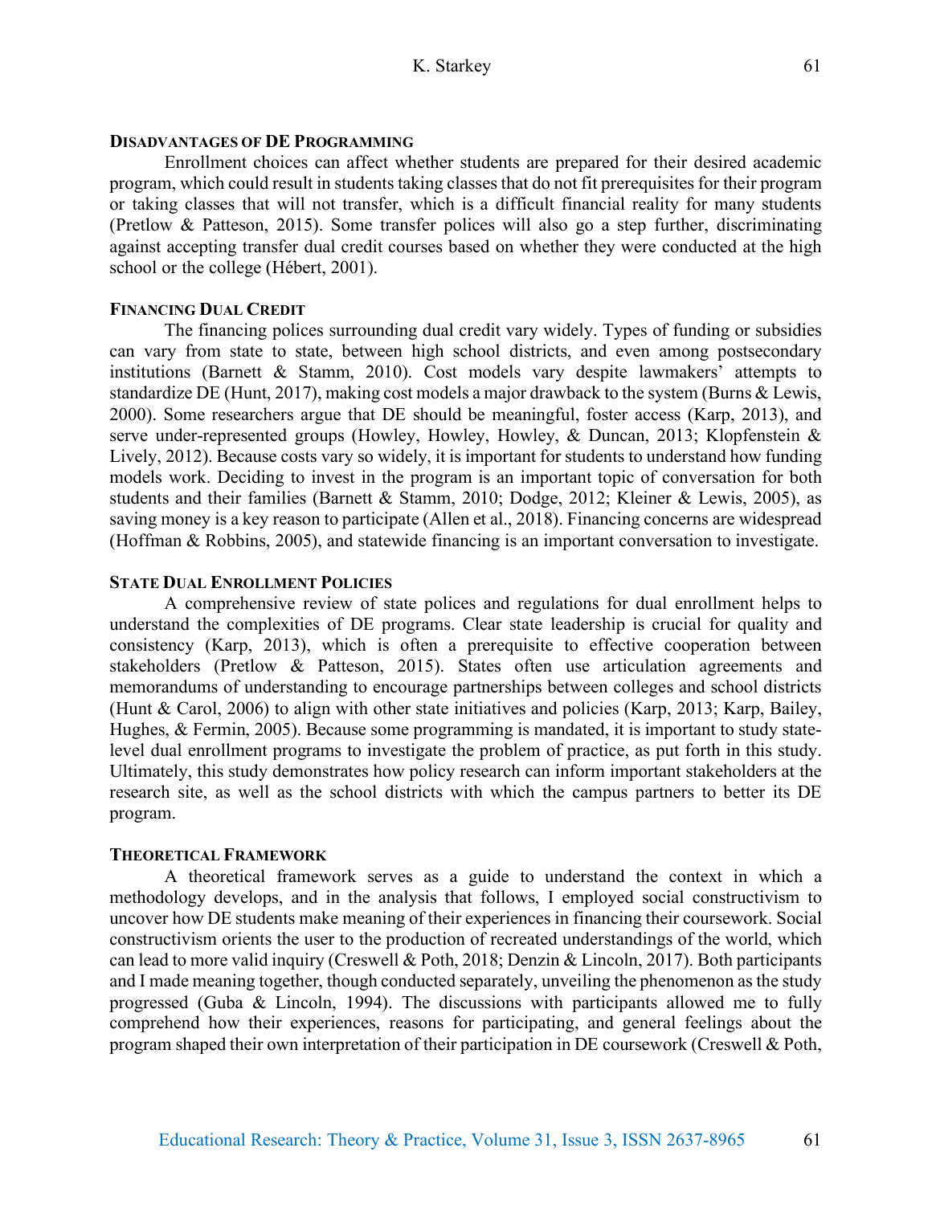## Disadvantages of DE Programming

Enrollment choices can affect whether students are prepared for their desired academic program, which could result in students taking classes that do not fit prerequisites for their program or taking classes that will not transfer, which is a difficult financial reality for many students (Pretlow & Patteson, 2015). Some transfer polices will also go a step further, discriminating against accepting transfer dual credit courses based on whether they were conducted at the high school or the college (Hébert, 2001).

## Financing Dual Credit

The financing polices surrounding dual credit vary widely. Types of funding or subsidies can vary from state to state, between high school districts, and even among postsecondary institutions (Barnett & Stamm, 2010). Cost models vary despite lawmakers' attempts to standardize DE (Hunt, 2017), making cost models a major drawback to the system (Burns & Lewis, 2000). Some researchers argue that DE should be meaningful, foster access (Karp, 2013), and serve under-represented groups (Howley, Howley, Howley, & Duncan, 2013; Klopfenstein & Lively, 2012). Because costs vary so widely, it is important for students to understand how funding models work. Deciding to invest in the program is an important topic of conversation for both students and their families (Barnett & Stamm, 2010; Dodge, 2012; Kleiner & Lewis, 2005), as saving money is a key reason to participate (Allen et al., 2018). Financing concerns are widespread (Hoffman & Robbins, 2005), and statewide financing is an important conversation to investigate.

## State Dual Enrollment Policies

A comprehensive review of state polices and regulations for dual enrollment helps to understand the complexities of DE programs. Clear state leadership is crucial for quality and consistency (Karp, 2013), which is often a prerequisite to effective cooperation between stakeholders (Pretlow & Patteson, 2015). States often use articulation agreements and memorandums of understanding to encourage partnerships between colleges and school districts (Hunt & Carol, 2006) to align with other state initiatives and policies (Karp, 2013; Karp, Bailey, Hughes, & Fermin, 2005). Because some programming is mandated, it is important to study state-level dual enrollment programs to investigate the problem of practice, as put forth in this study. Ultimately, this study demonstrates how policy research can inform important stakeholders at the research site, as well as the school districts with which the campus partners to better its DE program.

## Theoretical Framework

A theoretical framework serves as a guide to understand the context in which a methodology develops, and in the analysis that follows, I employed social constructivism to uncover how DE students make meaning of their experiences in financing their coursework. Social constructivism orients the user to the production of recreated understandings of the world, which can lead to more valid inquiry (Creswell & Poth, 2018; Denzin & Lincoln, 2017). Both participants and I made meaning together, though conducted separately, unveiling the phenomenon as the study progressed (Guba & Lincoln, 1994). The discussions with participants allowed me to fully comprehend how their experiences, reasons for participating, and general feelings about the program shaped their own interpretation of their participation in DE coursework (Creswell & Poth,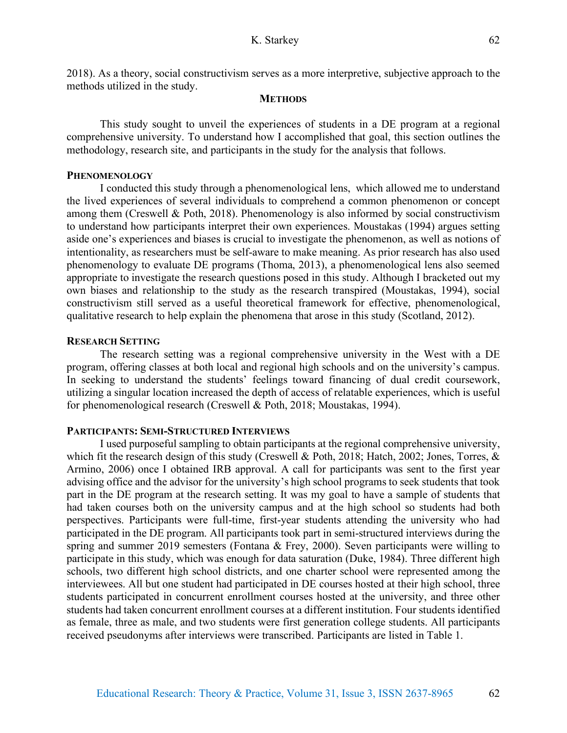2018). As a theory, social constructivism serves as a more interpretive, subjective approach to the methods utilized in the study.

## METHODS

This study sought to unveil the experiences of students in a DE program at a regional comprehensive university. To understand how I accomplished that goal, this section outlines the methodology, research site, and participants in the study for the analysis that follows.

### PHENOMENOLOGY

I conducted this study through a phenomenological lens, which allowed me to understand the lived experiences of several individuals to comprehend a common phenomenon or concept among them (Creswell & Poth, 2018). Phenomenology is also informed by social constructivism to understand how participants interpret their own experiences. Moustakas (1994) argues setting aside one's experiences and biases is crucial to investigate the phenomenon, as well as notions of intentionality, as researchers must be self-aware to make meaning. As prior research has also used phenomenology to evaluate DE programs (Thoma, 2013), a phenomenological lens also seemed appropriate to investigate the research questions posed in this study. Although I bracketed out my own biases and relationship to the study as the research transpired (Moustakas, 1994), social constructivism still served as a useful theoretical framework for effective, phenomenological, qualitative research to help explain the phenomena that arose in this study (Scotland, 2012).

### RESEARCH SETTING

The research setting was a regional comprehensive university in the West with a DE program, offering classes at both local and regional high schools and on the university's campus. In seeking to understand the students' feelings toward financing of dual credit coursework, utilizing a singular location increased the depth of access of relatable experiences, which is useful for phenomenological research (Creswell & Poth, 2018; Moustakas, 1994).

### PARTICIPANTS: SEMI-STRUCTURED INTERVIEWS

I used purposeful sampling to obtain participants at the regional comprehensive university, which fit the research design of this study (Creswell & Poth, 2018; Hatch, 2002; Jones, Torres, & Armino, 2006) once I obtained IRB approval. A call for participants was sent to the first year advising office and the advisor for the university's high school programs to seek students that took part in the DE program at the research setting. It was my goal to have a sample of students that had taken courses both on the university campus and at the high school so students had both perspectives. Participants were full-time, first-year students attending the university who had participated in the DE program. All participants took part in semi-structured interviews during the spring and summer 2019 semesters (Fontana & Frey, 2000). Seven participants were willing to participate in this study, which was enough for data saturation (Duke, 1984). Three different high schools, two different high school districts, and one charter school were represented among the interviewees. All but one student had participated in DE courses hosted at their high school, three students participated in concurrent enrollment courses hosted at the university, and three other students had taken concurrent enrollment courses at a different institution. Four students identified as female, three as male, and two students were first generation college students. All participants received pseudonyms after interviews were transcribed. Participants are listed in Table 1.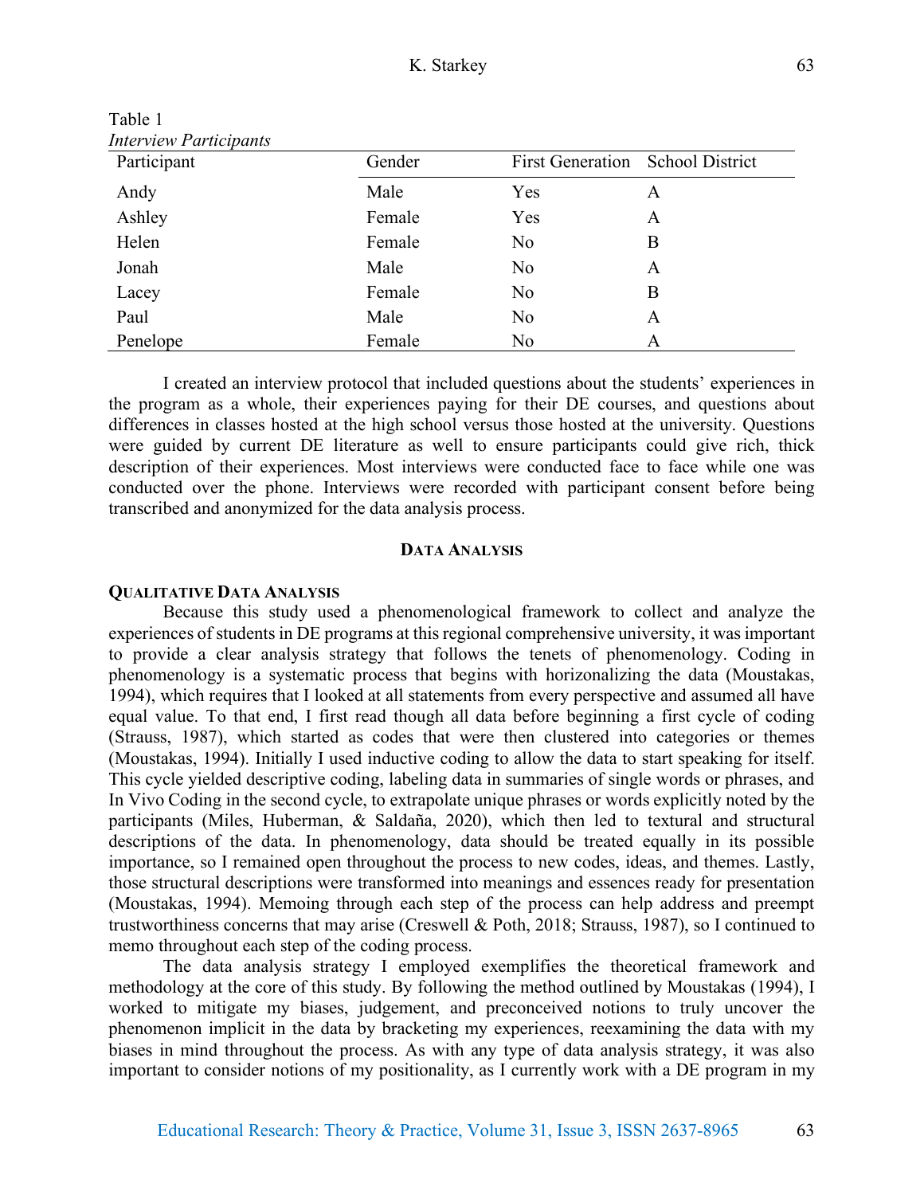Table 1
*Interview Participants*

| Participant | Gender | First Generation | School District |
|---|---|---|---|
| Andy | Male | Yes | A |
| Ashley | Female | Yes | A |
| Helen | Female | No | B |
| Jonah | Male | No | A |
| Lacey | Female | No | B |
| Paul | Male | No | A |
| Penelope | Female | No | A |

I created an interview protocol that included questions about the students' experiences in the program as a whole, their experiences paying for their DE courses, and questions about differences in classes hosted at the high school versus those hosted at the university. Questions were guided by current DE literature as well to ensure participants could give rich, thick description of their experiences. Most interviews were conducted face to face while one was conducted over the phone. Interviews were recorded with participant consent before being transcribed and anonymized for the data analysis process.

## DATA ANALYSIS

### QUALITATIVE DATA ANALYSIS

Because this study used a phenomenological framework to collect and analyze the experiences of students in DE programs at this regional comprehensive university, it was important to provide a clear analysis strategy that follows the tenets of phenomenology. Coding in phenomenology is a systematic process that begins with horizonalizing the data (Moustakas, 1994), which requires that I looked at all statements from every perspective and assumed all have equal value. To that end, I first read though all data before beginning a first cycle of coding (Strauss, 1987), which started as codes that were then clustered into categories or themes (Moustakas, 1994). Initially I used inductive coding to allow the data to start speaking for itself. This cycle yielded descriptive coding, labeling data in summaries of single words or phrases, and In Vivo Coding in the second cycle, to extrapolate unique phrases or words explicitly noted by the participants (Miles, Huberman, & Saldaña, 2020), which then led to textural and structural descriptions of the data. In phenomenology, data should be treated equally in its possible importance, so I remained open throughout the process to new codes, ideas, and themes. Lastly, those structural descriptions were transformed into meanings and essences ready for presentation (Moustakas, 1994). Memoing through each step of the process can help address and preempt trustworthiness concerns that may arise (Creswell & Poth, 2018; Strauss, 1987), so I continued to memo throughout each step of the coding process.

The data analysis strategy I employed exemplifies the theoretical framework and methodology at the core of this study. By following the method outlined by Moustakas (1994), I worked to mitigate my biases, judgement, and preconceived notions to truly uncover the phenomenon implicit in the data by bracketing my experiences, reexamining the data with my biases in mind throughout the process. As with any type of data analysis strategy, it was also important to consider notions of my positionality, as I currently work with a DE program in my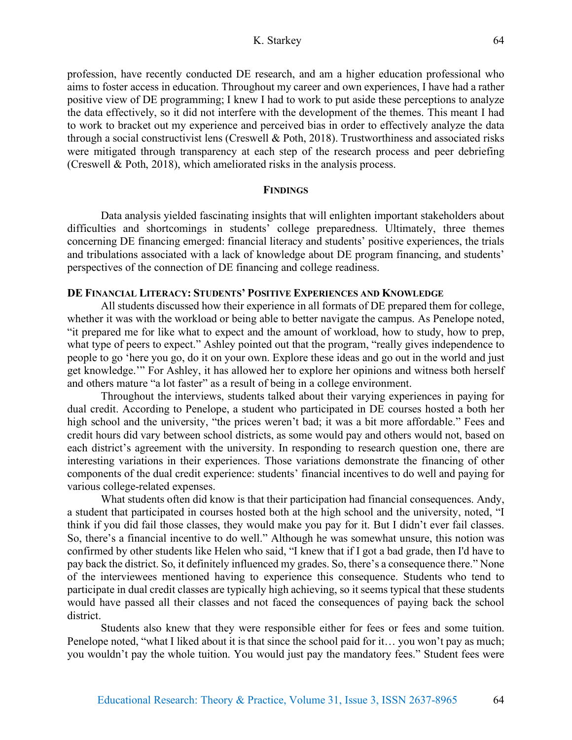profession, have recently conducted DE research, and am a higher education professional who aims to foster access in education. Throughout my career and own experiences, I have had a rather positive view of DE programming; I knew I had to work to put aside these perceptions to analyze the data effectively, so it did not interfere with the development of the themes. This meant I had to work to bracket out my experience and perceived bias in order to effectively analyze the data through a social constructivist lens (Creswell & Poth, 2018). Trustworthiness and associated risks were mitigated through transparency at each step of the research process and peer debriefing (Creswell & Poth, 2018), which ameliorated risks in the analysis process.

## FINDINGS

Data analysis yielded fascinating insights that will enlighten important stakeholders about difficulties and shortcomings in students' college preparedness. Ultimately, three themes concerning DE financing emerged: financial literacy and students' positive experiences, the trials and tribulations associated with a lack of knowledge about DE program financing, and students' perspectives of the connection of DE financing and college readiness.

### DE FINANCIAL LITERACY: STUDENTS' POSITIVE EXPERIENCES AND KNOWLEDGE

All students discussed how their experience in all formats of DE prepared them for college, whether it was with the workload or being able to better navigate the campus. As Penelope noted, "it prepared me for like what to expect and the amount of workload, how to study, how to prep, what type of peers to expect." Ashley pointed out that the program, "really gives independence to people to go 'here you go, do it on your own. Explore these ideas and go out in the world and just get knowledge.'" For Ashley, it has allowed her to explore her opinions and witness both herself and others mature "a lot faster" as a result of being in a college environment.

Throughout the interviews, students talked about their varying experiences in paying for dual credit. According to Penelope, a student who participated in DE courses hosted a both her high school and the university, "the prices weren't bad; it was a bit more affordable." Fees and credit hours did vary between school districts, as some would pay and others would not, based on each district's agreement with the university. In responding to research question one, there are interesting variations in their experiences. Those variations demonstrate the financing of other components of the dual credit experience: students' financial incentives to do well and paying for various college-related expenses.

What students often did know is that their participation had financial consequences. Andy, a student that participated in courses hosted both at the high school and the university, noted, "I think if you did fail those classes, they would make you pay for it. But I didn't ever fail classes. So, there's a financial incentive to do well." Although he was somewhat unsure, this notion was confirmed by other students like Helen who said, "I knew that if I got a bad grade, then I'd have to pay back the district. So, it definitely influenced my grades. So, there's a consequence there." None of the interviewees mentioned having to experience this consequence. Students who tend to participate in dual credit classes are typically high achieving, so it seems typical that these students would have passed all their classes and not faced the consequences of paying back the school district.

Students also knew that they were responsible either for fees or fees and some tuition. Penelope noted, "what I liked about it is that since the school paid for it… you won't pay as much; you wouldn't pay the whole tuition. You would just pay the mandatory fees." Student fees were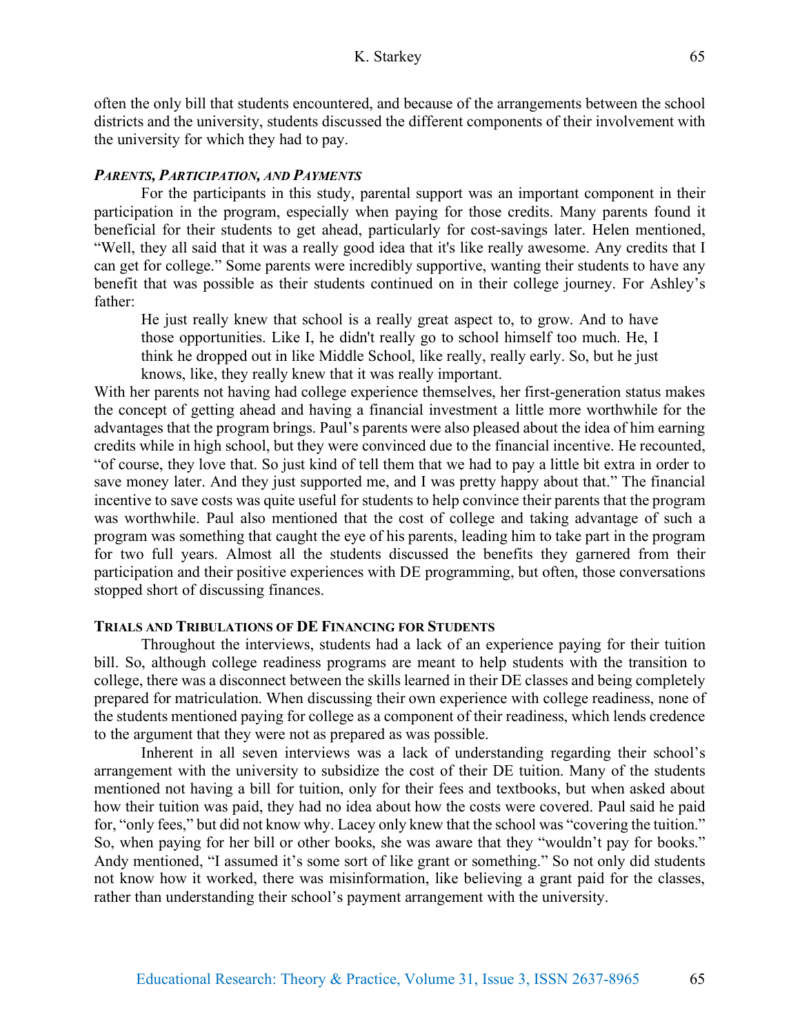often the only bill that students encountered, and because of the arrangements between the school districts and the university, students discussed the different components of their involvement with the university for which they had to pay.

### *Parents, Participation, and Payments*

For the participants in this study, parental support was an important component in their participation in the program, especially when paying for those credits. Many parents found it beneficial for their students to get ahead, particularly for cost-savings later. Helen mentioned, "Well, they all said that it was a really good idea that it's like really awesome. Any credits that I can get for college." Some parents were incredibly supportive, wanting their students to have any benefit that was possible as their students continued on in their college journey. For Ashley's father:

> He just really knew that school is a really great aspect to, to grow. And to have those opportunities. Like I, he didn't really go to school himself too much. He, I think he dropped out in like Middle School, like really, really early. So, but he just knows, like, they really knew that it was really important.

With her parents not having had college experience themselves, her first-generation status makes the concept of getting ahead and having a financial investment a little more worthwhile for the advantages that the program brings. Paul's parents were also pleased about the idea of him earning credits while in high school, but they were convinced due to the financial incentive. He recounted, "of course, they love that. So just kind of tell them that we had to pay a little bit extra in order to save money later. And they just supported me, and I was pretty happy about that." The financial incentive to save costs was quite useful for students to help convince their parents that the program was worthwhile. Paul also mentioned that the cost of college and taking advantage of such a program was something that caught the eye of his parents, leading him to take part in the program for two full years. Almost all the students discussed the benefits they garnered from their participation and their positive experiences with DE programming, but often, those conversations stopped short of discussing finances.

### **Trials and Tribulations of DE Financing for Students**

Throughout the interviews, students had a lack of an experience paying for their tuition bill. So, although college readiness programs are meant to help students with the transition to college, there was a disconnect between the skills learned in their DE classes and being completely prepared for matriculation. When discussing their own experience with college readiness, none of the students mentioned paying for college as a component of their readiness, which lends credence to the argument that they were not as prepared as was possible.

Inherent in all seven interviews was a lack of understanding regarding their school's arrangement with the university to subsidize the cost of their DE tuition. Many of the students mentioned not having a bill for tuition, only for their fees and textbooks, but when asked about how their tuition was paid, they had no idea about how the costs were covered. Paul said he paid for, "only fees," but did not know why. Lacey only knew that the school was "covering the tuition." So, when paying for her bill or other books, she was aware that they "wouldn't pay for books." Andy mentioned, "I assumed it's some sort of like grant or something." So not only did students not know how it worked, there was misinformation, like believing a grant paid for the classes, rather than understanding their school's payment arrangement with the university.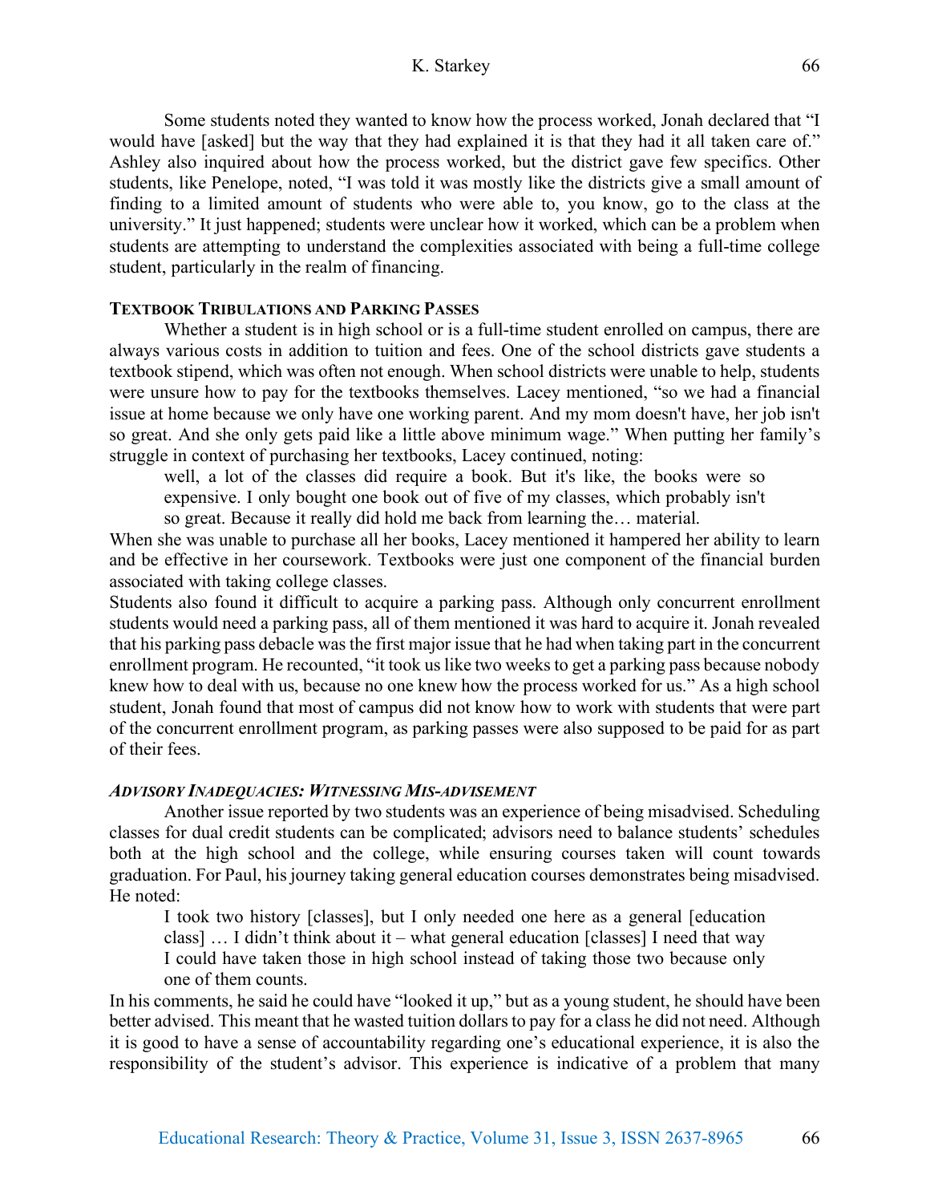Some students noted they wanted to know how the process worked, Jonah declared that "I would have [asked] but the way that they had explained it is that they had it all taken care of." Ashley also inquired about how the process worked, but the district gave few specifics. Other students, like Penelope, noted, "I was told it was mostly like the districts give a small amount of finding to a limited amount of students who were able to, you know, go to the class at the university." It just happened; students were unclear how it worked, which can be a problem when students are attempting to understand the complexities associated with being a full-time college student, particularly in the realm of financing.

### TEXTBOOK TRIBULATIONS AND PARKING PASSES

Whether a student is in high school or is a full-time student enrolled on campus, there are always various costs in addition to tuition and fees. One of the school districts gave students a textbook stipend, which was often not enough. When school districts were unable to help, students were unsure how to pay for the textbooks themselves. Lacey mentioned, "so we had a financial issue at home because we only have one working parent. And my mom doesn't have, her job isn't so great. And she only gets paid like a little above minimum wage." When putting her family's struggle in context of purchasing her textbooks, Lacey continued, noting:

> well, a lot of the classes did require a book. But it's like, the books were so expensive. I only bought one book out of five of my classes, which probably isn't so great. Because it really did hold me back from learning the… material.

When she was unable to purchase all her books, Lacey mentioned it hampered her ability to learn and be effective in her coursework. Textbooks were just one component of the financial burden associated with taking college classes.

Students also found it difficult to acquire a parking pass. Although only concurrent enrollment students would need a parking pass, all of them mentioned it was hard to acquire it. Jonah revealed that his parking pass debacle was the first major issue that he had when taking part in the concurrent enrollment program. He recounted, "it took us like two weeks to get a parking pass because nobody knew how to deal with us, because no one knew how the process worked for us." As a high school student, Jonah found that most of campus did not know how to work with students that were part of the concurrent enrollment program, as parking passes were also supposed to be paid for as part of their fees.

### *ADVISORY INADEQUACIES: WITNESSING MIS-ADVISEMENT*

Another issue reported by two students was an experience of being misadvised. Scheduling classes for dual credit students can be complicated; advisors need to balance students' schedules both at the high school and the college, while ensuring courses taken will count towards graduation. For Paul, his journey taking general education courses demonstrates being misadvised. He noted:

> I took two history [classes], but I only needed one here as a general [education class] … I didn't think about it – what general education [classes] I need that way I could have taken those in high school instead of taking those two because only one of them counts.

In his comments, he said he could have "looked it up," but as a young student, he should have been better advised. This meant that he wasted tuition dollars to pay for a class he did not need. Although it is good to have a sense of accountability regarding one's educational experience, it is also the responsibility of the student's advisor. This experience is indicative of a problem that many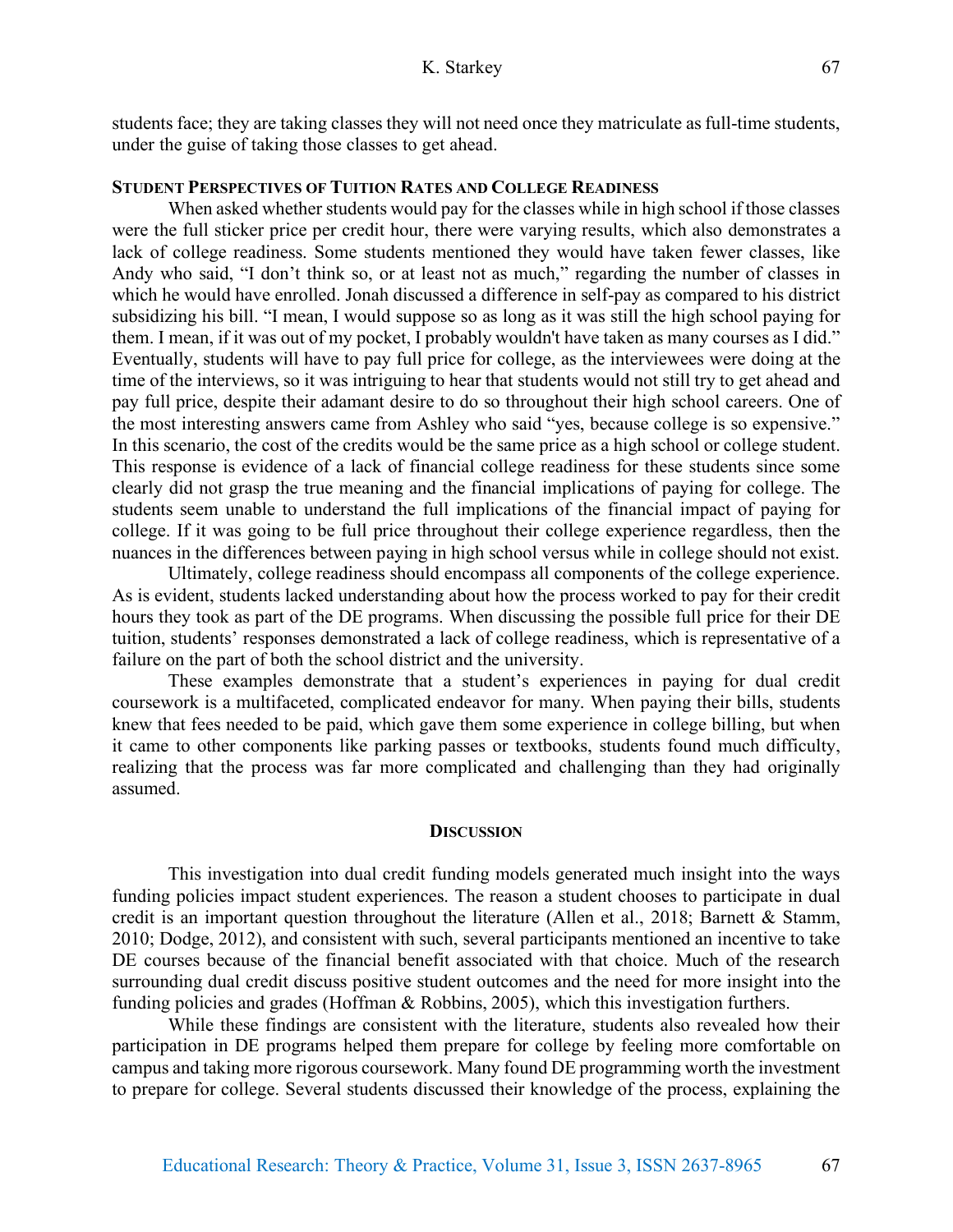students face; they are taking classes they will not need once they matriculate as full-time students, under the guise of taking those classes to get ahead.

### Student Perspectives of Tuition Rates and College Readiness

When asked whether students would pay for the classes while in high school if those classes were the full sticker price per credit hour, there were varying results, which also demonstrates a lack of college readiness. Some students mentioned they would have taken fewer classes, like Andy who said, "I don't think so, or at least not as much," regarding the number of classes in which he would have enrolled. Jonah discussed a difference in self-pay as compared to his district subsidizing his bill. "I mean, I would suppose so as long as it was still the high school paying for them. I mean, if it was out of my pocket, I probably wouldn't have taken as many courses as I did." Eventually, students will have to pay full price for college, as the interviewees were doing at the time of the interviews, so it was intriguing to hear that students would not still try to get ahead and pay full price, despite their adamant desire to do so throughout their high school careers. One of the most interesting answers came from Ashley who said "yes, because college is so expensive." In this scenario, the cost of the credits would be the same price as a high school or college student. This response is evidence of a lack of financial college readiness for these students since some clearly did not grasp the true meaning and the financial implications of paying for college. The students seem unable to understand the full implications of the financial impact of paying for college. If it was going to be full price throughout their college experience regardless, then the nuances in the differences between paying in high school versus while in college should not exist.

Ultimately, college readiness should encompass all components of the college experience. As is evident, students lacked understanding about how the process worked to pay for their credit hours they took as part of the DE programs. When discussing the possible full price for their DE tuition, students' responses demonstrated a lack of college readiness, which is representative of a failure on the part of both the school district and the university.

These examples demonstrate that a student's experiences in paying for dual credit coursework is a multifaceted, complicated endeavor for many. When paying their bills, students knew that fees needed to be paid, which gave them some experience in college billing, but when it came to other components like parking passes or textbooks, students found much difficulty, realizing that the process was far more complicated and challenging than they had originally assumed.

## Discussion

This investigation into dual credit funding models generated much insight into the ways funding policies impact student experiences. The reason a student chooses to participate in dual credit is an important question throughout the literature (Allen et al., 2018; Barnett & Stamm, 2010; Dodge, 2012), and consistent with such, several participants mentioned an incentive to take DE courses because of the financial benefit associated with that choice. Much of the research surrounding dual credit discuss positive student outcomes and the need for more insight into the funding policies and grades (Hoffman & Robbins, 2005), which this investigation furthers.

While these findings are consistent with the literature, students also revealed how their participation in DE programs helped them prepare for college by feeling more comfortable on campus and taking more rigorous coursework. Many found DE programming worth the investment to prepare for college. Several students discussed their knowledge of the process, explaining the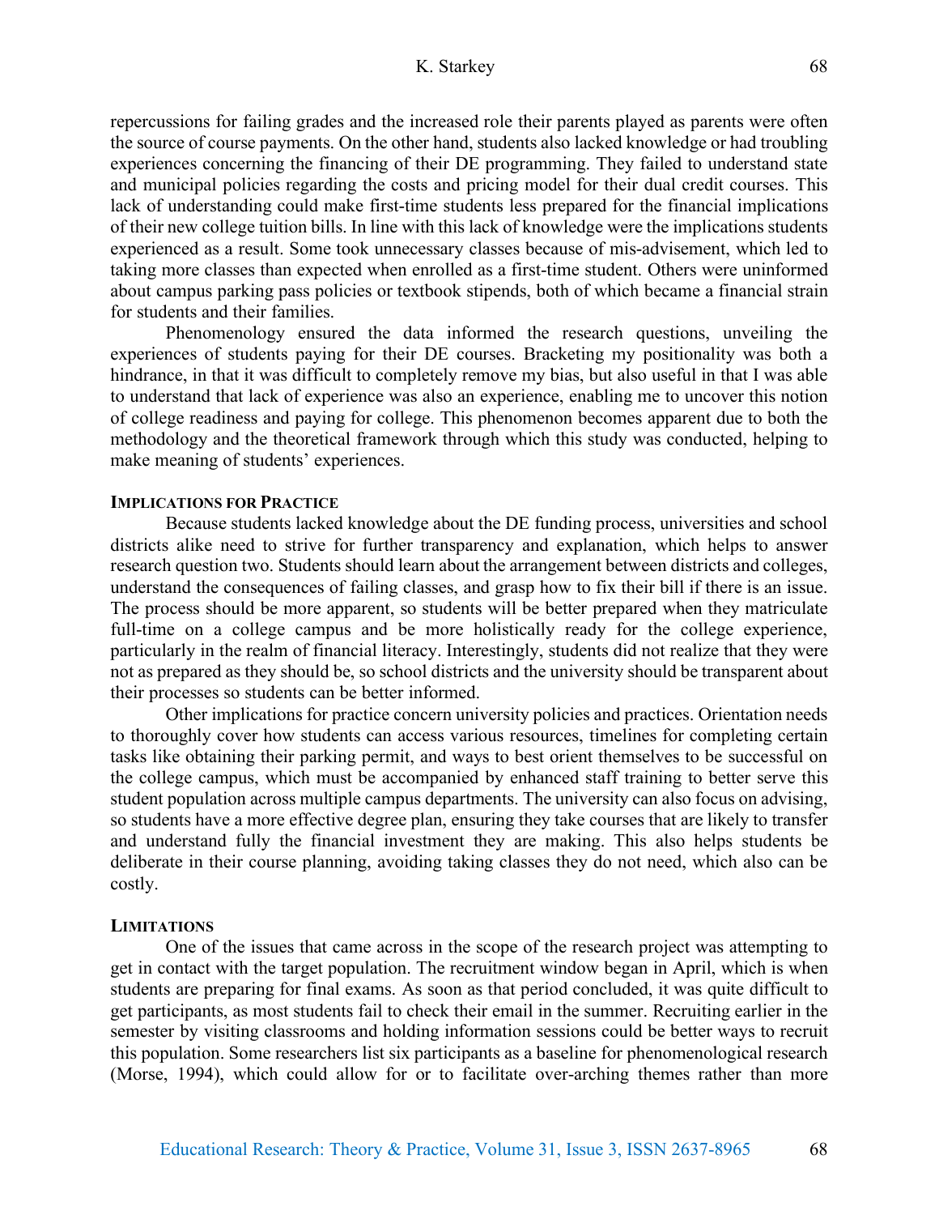repercussions for failing grades and the increased role their parents played as parents were often the source of course payments. On the other hand, students also lacked knowledge or had troubling experiences concerning the financing of their DE programming. They failed to understand state and municipal policies regarding the costs and pricing model for their dual credit courses. This lack of understanding could make first-time students less prepared for the financial implications of their new college tuition bills. In line with this lack of knowledge were the implications students experienced as a result. Some took unnecessary classes because of mis-advisement, which led to taking more classes than expected when enrolled as a first-time student. Others were uninformed about campus parking pass policies or textbook stipends, both of which became a financial strain for students and their families.

Phenomenology ensured the data informed the research questions, unveiling the experiences of students paying for their DE courses. Bracketing my positionality was both a hindrance, in that it was difficult to completely remove my bias, but also useful in that I was able to understand that lack of experience was also an experience, enabling me to uncover this notion of college readiness and paying for college. This phenomenon becomes apparent due to both the methodology and the theoretical framework through which this study was conducted, helping to make meaning of students' experiences.

## Implications for Practice

Because students lacked knowledge about the DE funding process, universities and school districts alike need to strive for further transparency and explanation, which helps to answer research question two. Students should learn about the arrangement between districts and colleges, understand the consequences of failing classes, and grasp how to fix their bill if there is an issue. The process should be more apparent, so students will be better prepared when they matriculate full-time on a college campus and be more holistically ready for the college experience, particularly in the realm of financial literacy. Interestingly, students did not realize that they were not as prepared as they should be, so school districts and the university should be transparent about their processes so students can be better informed.

Other implications for practice concern university policies and practices. Orientation needs to thoroughly cover how students can access various resources, timelines for completing certain tasks like obtaining their parking permit, and ways to best orient themselves to be successful on the college campus, which must be accompanied by enhanced staff training to better serve this student population across multiple campus departments. The university can also focus on advising, so students have a more effective degree plan, ensuring they take courses that are likely to transfer and understand fully the financial investment they are making. This also helps students be deliberate in their course planning, avoiding taking classes they do not need, which also can be costly.

## Limitations

One of the issues that came across in the scope of the research project was attempting to get in contact with the target population. The recruitment window began in April, which is when students are preparing for final exams. As soon as that period concluded, it was quite difficult to get participants, as most students fail to check their email in the summer. Recruiting earlier in the semester by visiting classrooms and holding information sessions could be better ways to recruit this population. Some researchers list six participants as a baseline for phenomenological research (Morse, 1994), which could allow for or to facilitate over-arching themes rather than more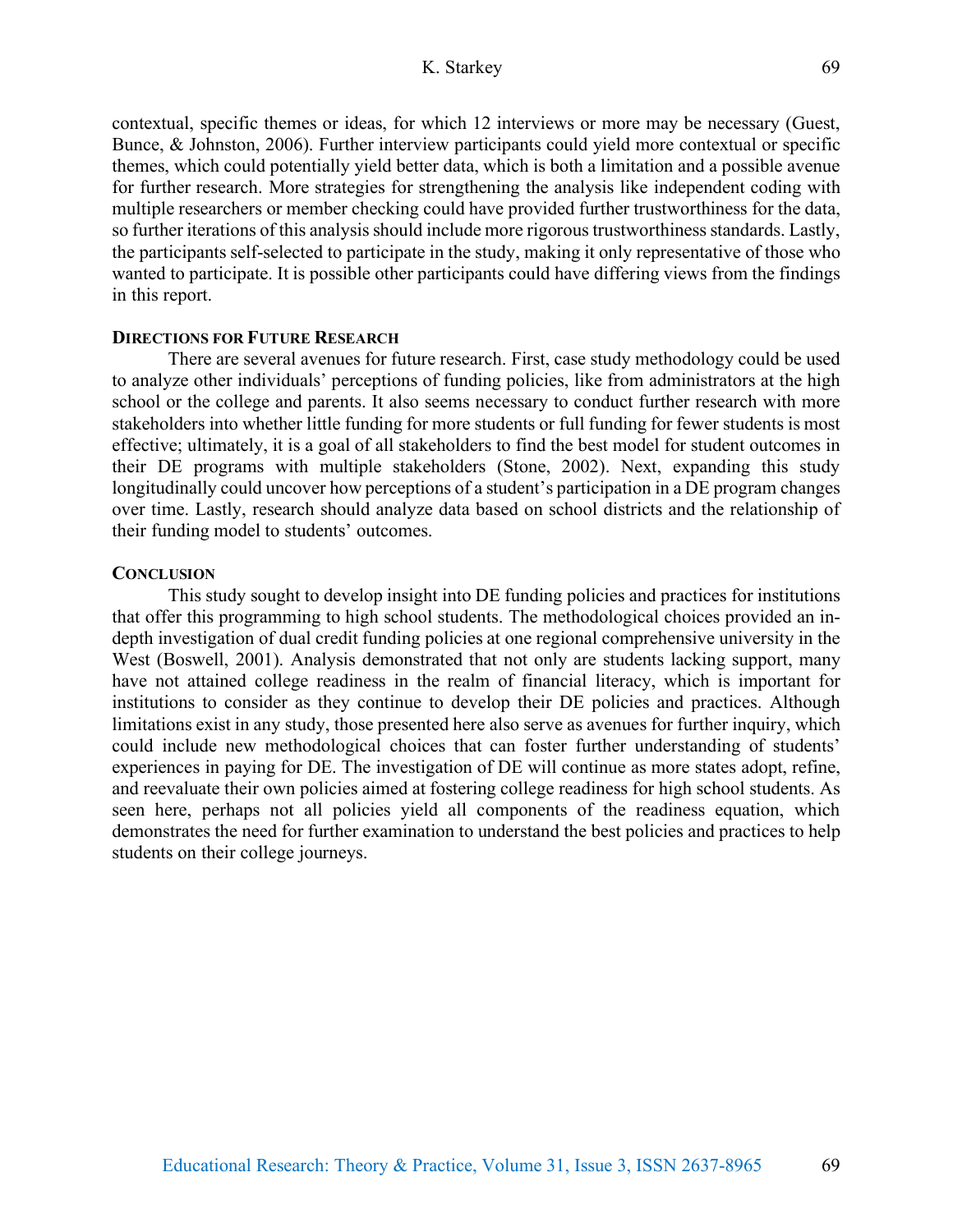contextual, specific themes or ideas, for which 12 interviews or more may be necessary (Guest, Bunce, & Johnston, 2006). Further interview participants could yield more contextual or specific themes, which could potentially yield better data, which is both a limitation and a possible avenue for further research. More strategies for strengthening the analysis like independent coding with multiple researchers or member checking could have provided further trustworthiness for the data, so further iterations of this analysis should include more rigorous trustworthiness standards. Lastly, the participants self-selected to participate in the study, making it only representative of those who wanted to participate. It is possible other participants could have differing views from the findings in this report.

## Directions for Future Research

There are several avenues for future research. First, case study methodology could be used to analyze other individuals' perceptions of funding policies, like from administrators at the high school or the college and parents. It also seems necessary to conduct further research with more stakeholders into whether little funding for more students or full funding for fewer students is most effective; ultimately, it is a goal of all stakeholders to find the best model for student outcomes in their DE programs with multiple stakeholders (Stone, 2002). Next, expanding this study longitudinally could uncover how perceptions of a student's participation in a DE program changes over time. Lastly, research should analyze data based on school districts and the relationship of their funding model to students' outcomes.

## Conclusion

This study sought to develop insight into DE funding policies and practices for institutions that offer this programming to high school students. The methodological choices provided an in-depth investigation of dual credit funding policies at one regional comprehensive university in the West (Boswell, 2001). Analysis demonstrated that not only are students lacking support, many have not attained college readiness in the realm of financial literacy, which is important for institutions to consider as they continue to develop their DE policies and practices. Although limitations exist in any study, those presented here also serve as avenues for further inquiry, which could include new methodological choices that can foster further understanding of students' experiences in paying for DE. The investigation of DE will continue as more states adopt, refine, and reevaluate their own policies aimed at fostering college readiness for high school students. As seen here, perhaps not all policies yield all components of the readiness equation, which demonstrates the need for further examination to understand the best policies and practices to help students on their college journeys.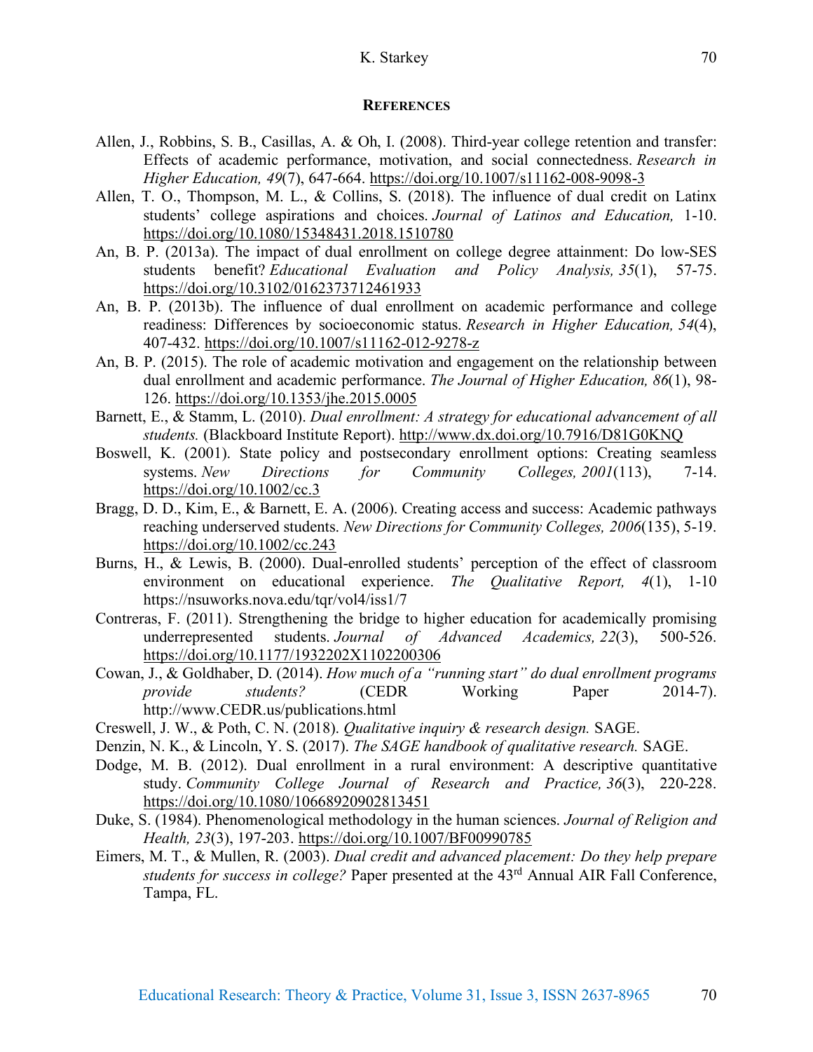## References

Allen, J., Robbins, S. B., Casillas, A. & Oh, I. (2008). Third-year college retention and transfer: Effects of academic performance, motivation, and social connectedness. *Research in Higher Education, 49*(7), 647-664. https://doi.org/10.1007/s11162-008-9098-3

Allen, T. O., Thompson, M. L., & Collins, S. (2018). The influence of dual credit on Latinx students' college aspirations and choices. *Journal of Latinos and Education,* 1-10. https://doi.org/10.1080/15348431.2018.1510780

An, B. P. (2013a). The impact of dual enrollment on college degree attainment: Do low-SES students benefit? *Educational Evaluation and Policy Analysis, 35*(1), 57-75. https://doi.org/10.3102/0162373712461933

An, B. P. (2013b). The influence of dual enrollment on academic performance and college readiness: Differences by socioeconomic status. *Research in Higher Education, 54*(4), 407-432. https://doi.org/10.1007/s11162-012-9278-z

An, B. P. (2015). The role of academic motivation and engagement on the relationship between dual enrollment and academic performance. *The Journal of Higher Education, 86*(1), 98-126. https://doi.org/10.1353/jhe.2015.0005

Barnett, E., & Stamm, L. (2010). *Dual enrollment: A strategy for educational advancement of all students.* (Blackboard Institute Report). http://www.dx.doi.org/10.7916/D81G0KNQ

Boswell, K. (2001). State policy and postsecondary enrollment options: Creating seamless systems. *New Directions for Community Colleges, 2001*(113), 7-14. https://doi.org/10.1002/cc.3

Bragg, D. D., Kim, E., & Barnett, E. A. (2006). Creating access and success: Academic pathways reaching underserved students. *New Directions for Community Colleges, 2006*(135), 5-19. https://doi.org/10.1002/cc.243

Burns, H., & Lewis, B. (2000). Dual-enrolled students' perception of the effect of classroom environment on educational experience. *The Qualitative Report, 4*(1), 1-10 https://nsuworks.nova.edu/tqr/vol4/iss1/7

Contreras, F. (2011). Strengthening the bridge to higher education for academically promising underrepresented students. *Journal of Advanced Academics, 22*(3), 500-526. https://doi.org/10.1177/1932202X1102200306

Cowan, J., & Goldhaber, D. (2014). *How much of a "running start" do dual enrollment programs provide students?* (CEDR Working Paper 2014-7). http://www.CEDR.us/publications.html

Creswell, J. W., & Poth, C. N. (2018). *Qualitative inquiry & research design.* SAGE.

Denzin, N. K., & Lincoln, Y. S. (2017). *The SAGE handbook of qualitative research.* SAGE.

Dodge, M. B. (2012). Dual enrollment in a rural environment: A descriptive quantitative study. *Community College Journal of Research and Practice, 36*(3), 220-228. https://doi.org/10.1080/10668920902813451

Duke, S. (1984). Phenomenological methodology in the human sciences. *Journal of Religion and Health, 23*(3), 197-203. https://doi.org/10.1007/BF00990785

Eimers, M. T., & Mullen, R. (2003). *Dual credit and advanced placement: Do they help prepare students for success in college?* Paper presented at the 43rd Annual AIR Fall Conference, Tampa, FL.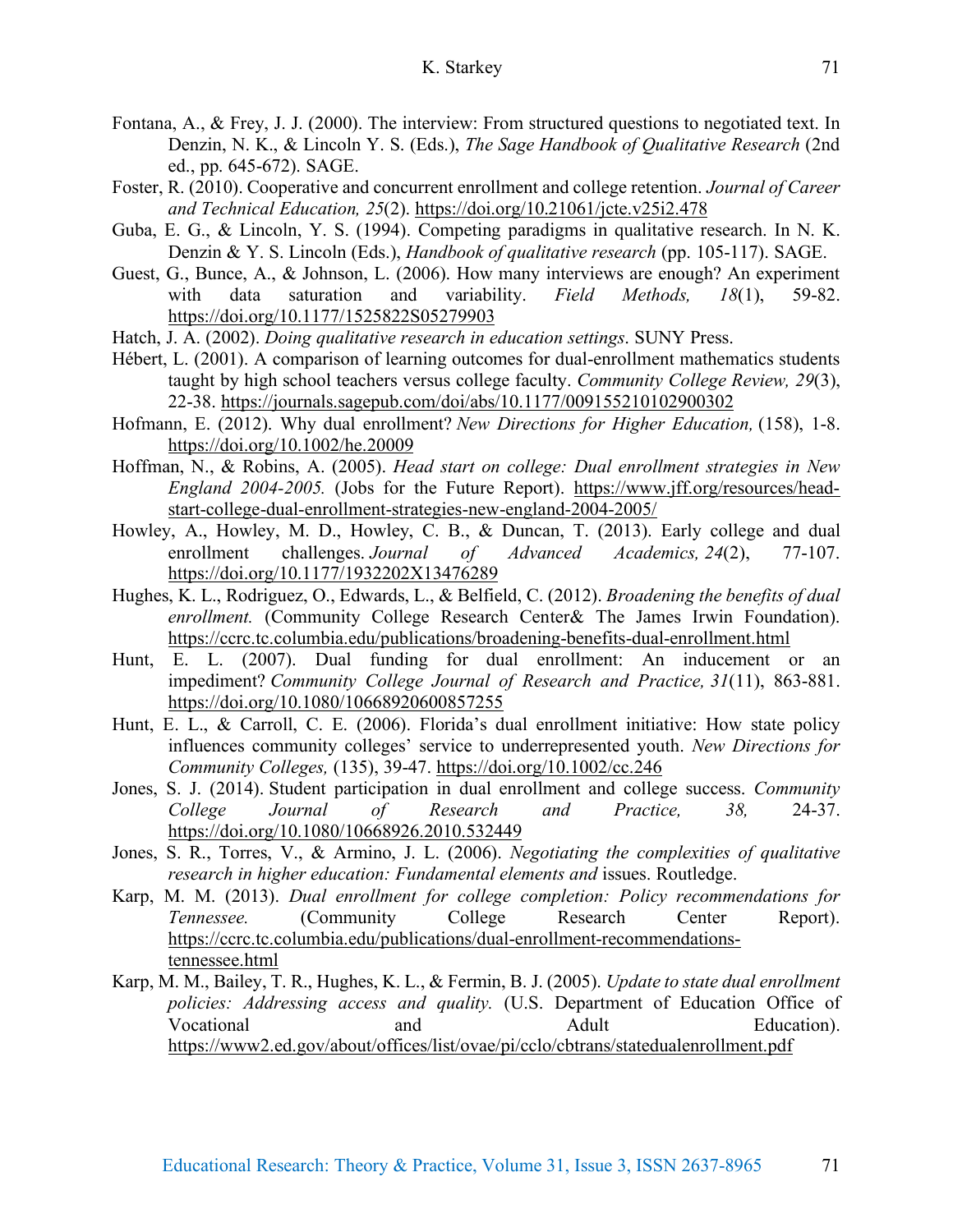Fontana, A., & Frey, J. J. (2000). The interview: From structured questions to negotiated text. In Denzin, N. K., & Lincoln Y. S. (Eds.), *The Sage Handbook of Qualitative Research* (2nd ed., pp. 645-672). SAGE.

Foster, R. (2010). Cooperative and concurrent enrollment and college retention. *Journal of Career and Technical Education, 25*(2). https://doi.org/10.21061/jcte.v25i2.478

Guba, E. G., & Lincoln, Y. S. (1994). Competing paradigms in qualitative research. In N. K. Denzin & Y. S. Lincoln (Eds.), *Handbook of qualitative research* (pp. 105-117). SAGE.

Guest, G., Bunce, A., & Johnson, L. (2006). How many interviews are enough? An experiment with data saturation and variability. *Field Methods, 18*(1), 59-82. https://doi.org/10.1177/1525822S05279903

Hatch, J. A. (2002). *Doing qualitative research in education settings*. SUNY Press.

Hébert, L. (2001). A comparison of learning outcomes for dual-enrollment mathematics students taught by high school teachers versus college faculty. *Community College Review, 29*(3), 22-38. https://journals.sagepub.com/doi/abs/10.1177/009155210102900302

Hofmann, E. (2012). Why dual enrollment? *New Directions for Higher Education,* (158), 1-8. https://doi.org/10.1002/he.20009

Hoffman, N., & Robins, A. (2005). *Head start on college: Dual enrollment strategies in New England 2004-2005.* (Jobs for the Future Report). https://www.jff.org/resources/head-start-college-dual-enrollment-strategies-new-england-2004-2005/

Howley, A., Howley, M. D., Howley, C. B., & Duncan, T. (2013). Early college and dual enrollment challenges. *Journal of Advanced Academics, 24*(2), 77-107. https://doi.org/10.1177/1932202X13476289

Hughes, K. L., Rodriguez, O., Edwards, L., & Belfield, C. (2012). *Broadening the benefits of dual enrollment.* (Community College Research Center& The James Irwin Foundation). https://ccrc.tc.columbia.edu/publications/broadening-benefits-dual-enrollment.html

Hunt, E. L. (2007). Dual funding for dual enrollment: An inducement or an impediment? *Community College Journal of Research and Practice, 31*(11), 863-881. https://doi.org/10.1080/10668920600857255

Hunt, E. L., & Carroll, C. E. (2006). Florida's dual enrollment initiative: How state policy influences community colleges' service to underrepresented youth. *New Directions for Community Colleges,* (135), 39-47. https://doi.org/10.1002/cc.246

Jones, S. J. (2014). Student participation in dual enrollment and college success. *Community College Journal of Research and Practice, 38,* 24-37. https://doi.org/10.1080/10668926.2010.532449

Jones, S. R., Torres, V., & Armino, J. L. (2006). *Negotiating the complexities of qualitative research in higher education: Fundamental elements and* issues. Routledge.

Karp, M. M. (2013). *Dual enrollment for college completion: Policy recommendations for Tennessee.* (Community College Research Center Report). https://ccrc.tc.columbia.edu/publications/dual-enrollment-recommendations-tennessee.html

Karp, M. M., Bailey, T. R., Hughes, K. L., & Fermin, B. J. (2005). *Update to state dual enrollment policies: Addressing access and quality.* (U.S. Department of Education Office of Vocational and Adult Education). https://www2.ed.gov/about/offices/list/ovae/pi/cclo/cbtrans/statedualenrollment.pdf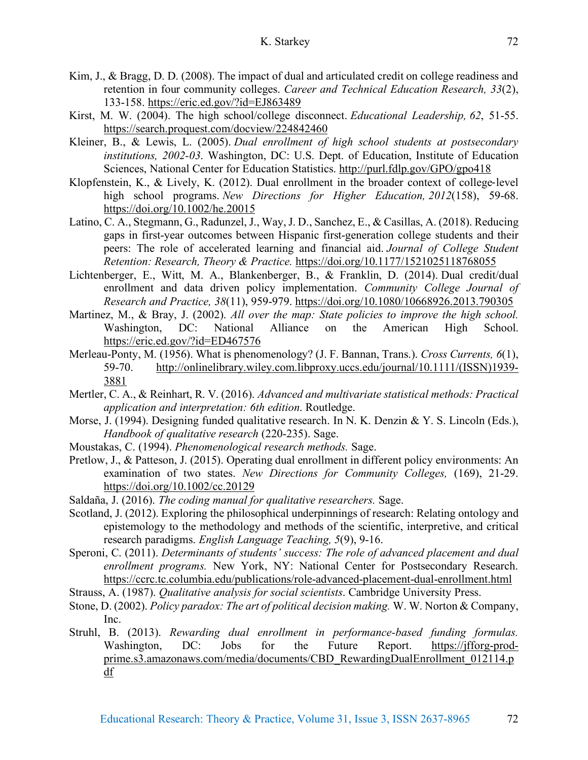Kim, J., & Bragg, D. D. (2008). The impact of dual and articulated credit on college readiness and retention in four community colleges. *Career and Technical Education Research, 33*(2), 133-158. https://eric.ed.gov/?id=EJ863489

Kirst, M. W. (2004). The high school/college disconnect. *Educational Leadership, 62*, 51-55. https://search.proquest.com/docview/224842460

Kleiner, B., & Lewis, L. (2005). *Dual enrollment of high school students at postsecondary institutions, 2002-03*. Washington, DC: U.S. Dept. of Education, Institute of Education Sciences, National Center for Education Statistics. http://purl.fdlp.gov/GPO/gpo418

Klopfenstein, K., & Lively, K. (2012). Dual enrollment in the broader context of college-level high school programs. *New Directions for Higher Education, 2012*(158), 59-68. https://doi.org/10.1002/he.20015

Latino, C. A., Stegmann, G., Radunzel, J., Way, J. D., Sanchez, E., & Casillas, A. (2018). Reducing gaps in first-year outcomes between Hispanic first-generation college students and their peers: The role of accelerated learning and financial aid. *Journal of College Student Retention: Research, Theory & Practice.* https://doi.org/10.1177/1521025118768055

Lichtenberger, E., Witt, M. A., Blankenberger, B., & Franklin, D. (2014). Dual credit/dual enrollment and data driven policy implementation. *Community College Journal of Research and Practice, 38*(11), 959-979. https://doi.org/10.1080/10668926.2013.790305

Martinez, M., & Bray, J. (2002). *All over the map: State policies to improve the high school.* Washington, DC: National Alliance on the American High School. https://eric.ed.gov/?id=ED467576

Merleau-Ponty, M. (1956). What is phenomenology? (J. F. Bannan, Trans.). *Cross Currents, 6*(1), 59-70. http://onlinelibrary.wiley.com.libproxy.uccs.edu/journal/10.1111/(ISSN)1939-3881

Mertler, C. A., & Reinhart, R. V. (2016). *Advanced and multivariate statistical methods: Practical application and interpretation: 6th edition*. Routledge.

Morse, J. (1994). Designing funded qualitative research. In N. K. Denzin & Y. S. Lincoln (Eds.), *Handbook of qualitative research* (220-235). Sage.

Moustakas, C. (1994). *Phenomenological research methods.* Sage.

Pretlow, J., & Patteson, J. (2015). Operating dual enrollment in different policy environments: An examination of two states. *New Directions for Community Colleges,* (169), 21-29. https://doi.org/10.1002/cc.20129

Saldaña, J. (2016). *The coding manual for qualitative researchers.* Sage.

Scotland, J. (2012). Exploring the philosophical underpinnings of research: Relating ontology and epistemology to the methodology and methods of the scientific, interpretive, and critical research paradigms. *English Language Teaching, 5*(9), 9-16.

Speroni, C. (2011). *Determinants of students' success: The role of advanced placement and dual enrollment programs.* New York, NY: National Center for Postsecondary Research. https://ccrc.tc.columbia.edu/publications/role-advanced-placement-dual-enrollment.html

Strauss, A. (1987). *Qualitative analysis for social scientists*. Cambridge University Press.

Stone, D. (2002). *Policy paradox: The art of political decision making.* W. W. Norton & Company, Inc.

Struhl, B. (2013). *Rewarding dual enrollment in performance-based funding formulas.* Washington, DC: Jobs for the Future Report. https://jfforg-prod-prime.s3.amazonaws.com/media/documents/CBD_RewardingDualEnrollment_012114.pdf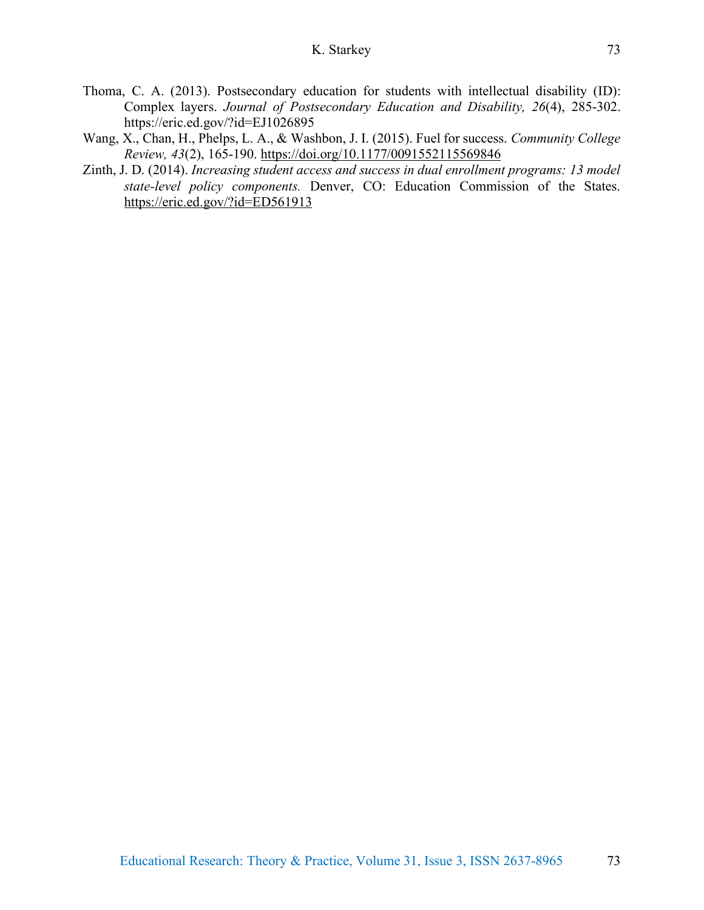Thoma, C. A. (2013). Postsecondary education for students with intellectual disability (ID): Complex layers. *Journal of Postsecondary Education and Disability, 26*(4), 285-302. https://eric.ed.gov/?id=EJ1026895

Wang, X., Chan, H., Phelps, L. A., & Washbon, J. I. (2015). Fuel for success. *Community College Review, 43*(2), 165-190. https://doi.org/10.1177/0091552115569846

Zinth, J. D. (2014). *Increasing student access and success in dual enrollment programs: 13 model state-level policy components.* Denver, CO: Education Commission of the States. https://eric.ed.gov/?id=ED561913